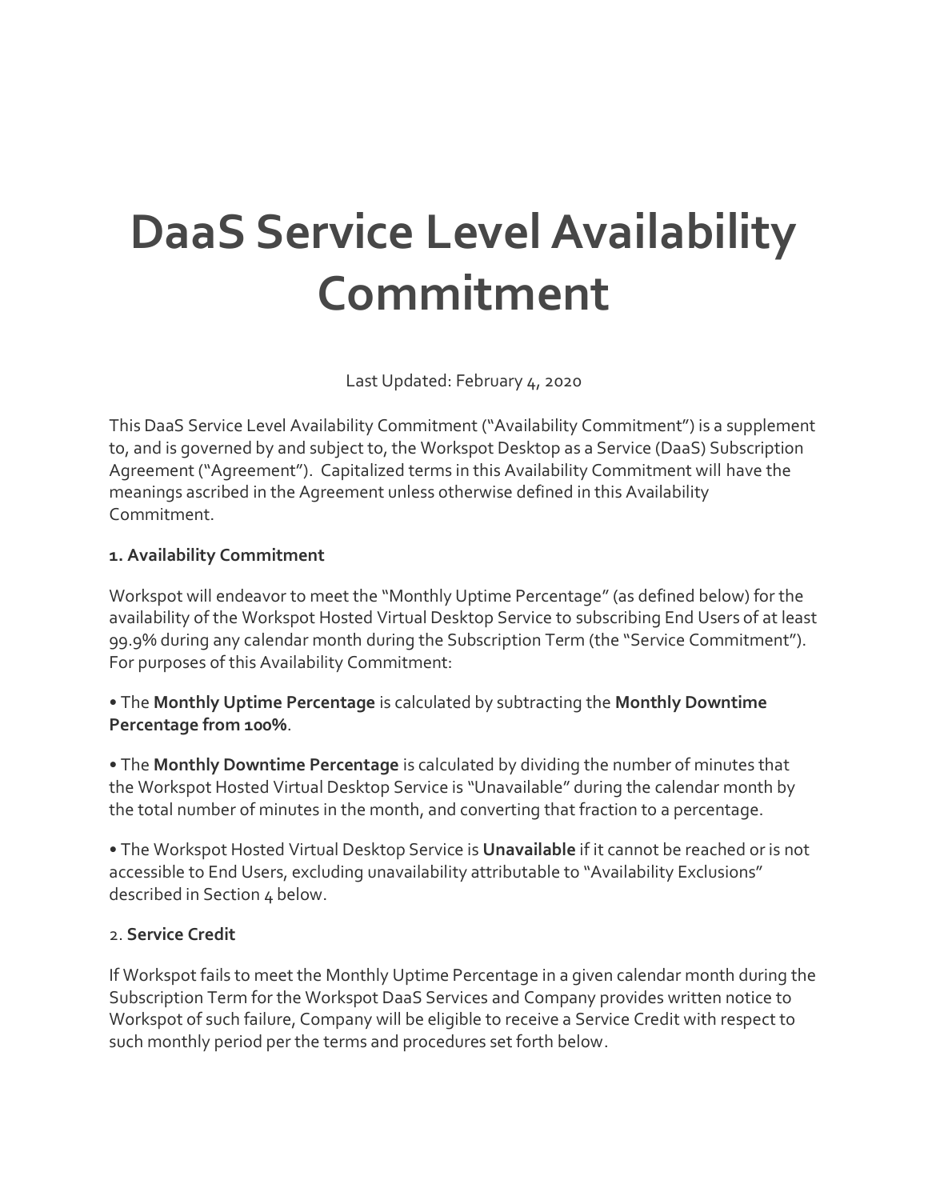# DaaS Service Level Availability Commitment

Last Updated: February 4, 2020

This DaaS Service Level Availability Commitment ("Availability Commitment") is a supplement to, and is governed by and subject to, the Workspot Desktop as a Service (DaaS) Subscription Agreement ("Agreement"). Capitalized terms in this Availability Commitment will have the meanings ascribed in the Agreement unless otherwise defined in this Availability Commitment.

**1. Availability Commitment**

Workspot will endeavor to meet the "Monthly Uptime Percentage" (as defined below) for the availability of the Workspot Hosted Virtual Desktop Service to subscribing End Users of at least 99.9% during any calendar month during the Subscription Term (the "Service Commitment"). For purposes of this Availability Commitment:

• The **Monthly Uptime Percentage** is calculated by subtracting the **Monthly Downtime Percentage from 100%**.

• The **Monthly Downtime Percentage** is calculated by dividing the number of minutes that the Workspot Hosted Virtual Desktop Service is "Unavailable" during the calendar month by the total number of minutes in the month, and converting that fraction to a percentage.

• The Workspot Hosted Virtual Desktop Service is **Unavailable** if it cannot be reached or is not accessible to End Users, excluding unavailability attributable to "Availability Exclusions" described in Section 4 below.

2. **Service Credit**

If Workspot fails to meet the Monthly Uptime Percentage in a given calendar month during the Subscription Term for the Workspot DaaS Services and Company provides written notice to Workspot of such failure, Company will be eligible to receive a Service Credit with respect to such monthly period per the terms and procedures set forth below.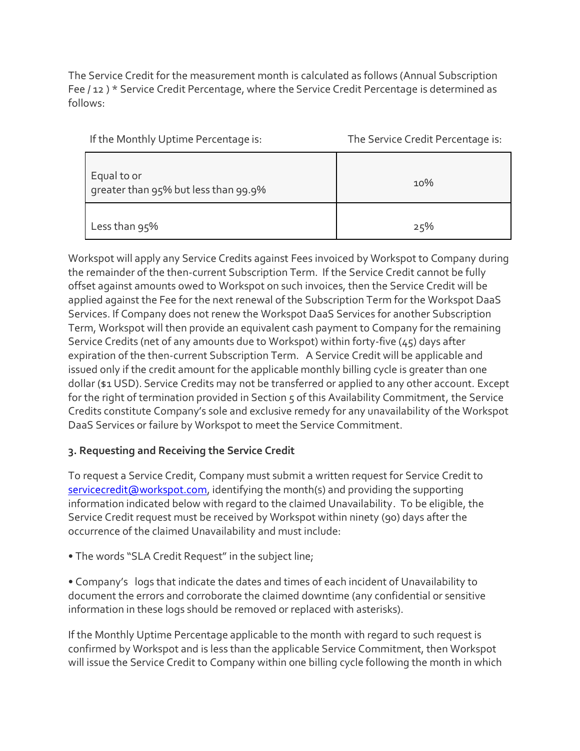The Service Credit for the measurement month is calculated as follows (Annual Subscription Fee / 12 ) * Service Credit Percentage, where the Service Credit Percentage is determined as follows:

| If the Monthly Uptime Percentage is: | The Service Credit Percentage is: |
|---|---|
| Equal to or greater than 95% but less than 99.9% | 10% |
| Less than 95% | 25% |

Workspot will apply any Service Credits against Fees invoiced by Workspot to Company during the remainder of the then-current Subscription Term. If the Service Credit cannot be fully offset against amounts owed to Workspot on such invoices, then the Service Credit will be applied against the Fee for the next renewal of the Subscription Term for the Workspot DaaS Services. If Company does not renew the Workspot DaaS Services for another Subscription Term, Workspot will then provide an equivalent cash payment to Company for the remaining Service Credits (net of any amounts due to Workspot) within forty-five (45) days after expiration of the then-current Subscription Term. A Service Credit will be applicable and issued only if the credit amount for the applicable monthly billing cycle is greater than one dollar ($1 USD). Service Credits may not be transferred or applied to any other account. Except for the right of termination provided in Section 5 of this Availability Commitment, the Service Credits constitute Company's sole and exclusive remedy for any unavailability of the Workspot DaaS Services or failure by Workspot to meet the Service Commitment.

**3. Requesting and Receiving the Service Credit**

To request a Service Credit, Company must submit a written request for Service Credit to servicecredit@workspot.com, identifying the month(s) and providing the supporting information indicated below with regard to the claimed Unavailability. To be eligible, the Service Credit request must be received by Workspot within ninety (90) days after the occurrence of the claimed Unavailability and must include:

- The words "SLA Credit Request" in the subject line;
- Company's logs that indicate the dates and times of each incident of Unavailability to document the errors and corroborate the claimed downtime (any confidential or sensitive information in these logs should be removed or replaced with asterisks).

If the Monthly Uptime Percentage applicable to the month with regard to such request is confirmed by Workspot and is less than the applicable Service Commitment, then Workspot will issue the Service Credit to Company within one billing cycle following the month in which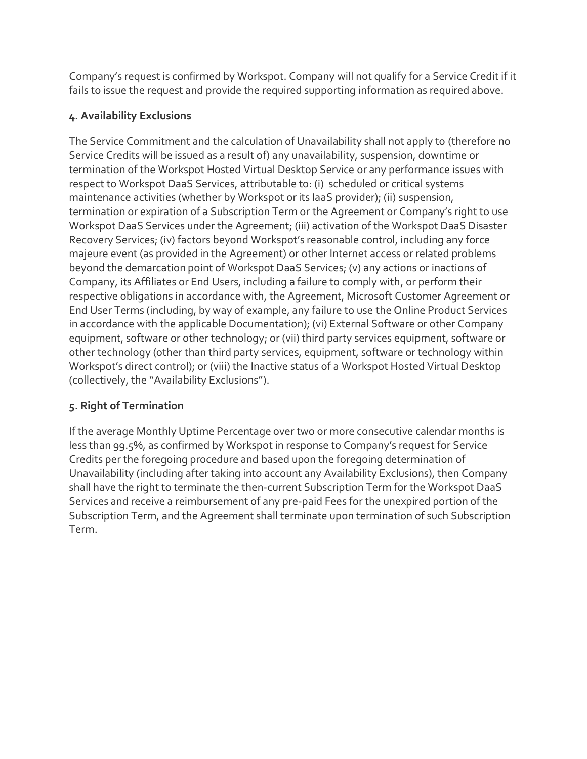Company's request is confirmed by Workspot. Company will not qualify for a Service Credit if it fails to issue the request and provide the required supporting information as required above.

### 4. Availability Exclusions

The Service Commitment and the calculation of Unavailability shall not apply to (therefore no Service Credits will be issued as a result of) any unavailability, suspension, downtime or termination of the Workspot Hosted Virtual Desktop Service or any performance issues with respect to Workspot DaaS Services, attributable to: (i) scheduled or critical systems maintenance activities (whether by Workspot or its IaaS provider); (ii) suspension, termination or expiration of a Subscription Term or the Agreement or Company's right to use Workspot DaaS Services under the Agreement; (iii) activation of the Workspot DaaS Disaster Recovery Services; (iv) factors beyond Workspot's reasonable control, including any force majeure event (as provided in the Agreement) or other Internet access or related problems beyond the demarcation point of Workspot DaaS Services; (v) any actions or inactions of Company, its Affiliates or End Users, including a failure to comply with, or perform their respective obligations in accordance with, the Agreement, Microsoft Customer Agreement or End User Terms (including, by way of example, any failure to use the Online Product Services in accordance with the applicable Documentation); (vi) External Software or other Company equipment, software or other technology; or (vii) third party services equipment, software or other technology (other than third party services, equipment, software or technology within Workspot's direct control); or (viii) the Inactive status of a Workspot Hosted Virtual Desktop (collectively, the "Availability Exclusions").

### 5. Right of Termination

If the average Monthly Uptime Percentage over two or more consecutive calendar months is less than 99.5%, as confirmed by Workspot in response to Company's request for Service Credits per the foregoing procedure and based upon the foregoing determination of Unavailability (including after taking into account any Availability Exclusions), then Company shall have the right to terminate the then-current Subscription Term for the Workspot DaaS Services and receive a reimbursement of any pre-paid Fees for the unexpired portion of the Subscription Term, and the Agreement shall terminate upon termination of such Subscription Term.